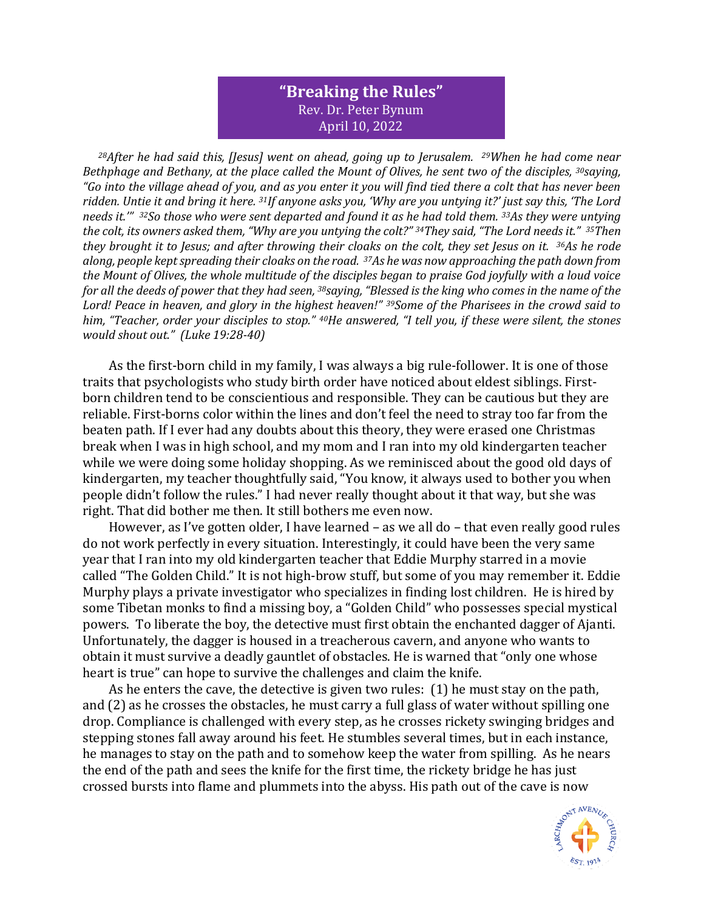# "Breaking the Rules"

Rev. Dr. Peter Bynum
April 10, 2022

*[28]After he had said this, [Jesus] went on ahead, going up to Jerusalem. [29]When he had come near Bethphage and Bethany, at the place called the Mount of Olives, he sent two of the disciples, [30]saying, "Go into the village ahead of you, and as you enter it you will find tied there a colt that has never been ridden. Untie it and bring it here. [31]If anyone asks you, 'Why are you untying it?' just say this, 'The Lord needs it.'" [32]So those who were sent departed and found it as he had told them. [33]As they were untying the colt, its owners asked them, "Why are you untying the colt?" [34]They said, "The Lord needs it." [35]Then they brought it to Jesus; and after throwing their cloaks on the colt, they set Jesus on it. [36]As he rode along, people kept spreading their cloaks on the road. [37]As he was now approaching the path down from the Mount of Olives, the whole multitude of the disciples began to praise God joyfully with a loud voice for all the deeds of power that they had seen, [38]saying, "Blessed is the king who comes in the name of the Lord! Peace in heaven, and glory in the highest heaven!" [39]Some of the Pharisees in the crowd said to him, "Teacher, order your disciples to stop." [40]He answered, "I tell you, if these were silent, the stones would shout out." (Luke 19:28-40)*

As the first-born child in my family, I was always a big rule-follower. It is one of those traits that psychologists who study birth order have noticed about eldest siblings. First-born children tend to be conscientious and responsible. They can be cautious but they are reliable. First-borns color within the lines and don't feel the need to stray too far from the beaten path. If I ever had any doubts about this theory, they were erased one Christmas break when I was in high school, and my mom and I ran into my old kindergarten teacher while we were doing some holiday shopping. As we reminisced about the good old days of kindergarten, my teacher thoughtfully said, "You know, it always used to bother you when people didn't follow the rules." I had never really thought about it that way, but she was right. That did bother me then. It still bothers me even now.

However, as I've gotten older, I have learned – as we all do – that even really good rules do not work perfectly in every situation. Interestingly, it could have been the very same year that I ran into my old kindergarten teacher that Eddie Murphy starred in a movie called "The Golden Child." It is not high-brow stuff, but some of you may remember it. Eddie Murphy plays a private investigator who specializes in finding lost children. He is hired by some Tibetan monks to find a missing boy, a "Golden Child" who possesses special mystical powers. To liberate the boy, the detective must first obtain the enchanted dagger of Ajanti. Unfortunately, the dagger is housed in a treacherous cavern, and anyone who wants to obtain it must survive a deadly gauntlet of obstacles. He is warned that "only one whose heart is true" can hope to survive the challenges and claim the knife.

As he enters the cave, the detective is given two rules: (1) he must stay on the path, and (2) as he crosses the obstacles, he must carry a full glass of water without spilling one drop. Compliance is challenged with every step, as he crosses rickety swinging bridges and stepping stones fall away around his feet. He stumbles several times, but in each instance, he manages to stay on the path and to somehow keep the water from spilling. As he nears the end of the path and sees the knife for the first time, the rickety bridge he has just crossed bursts into flame and plummets into the abyss. His path out of the cave is now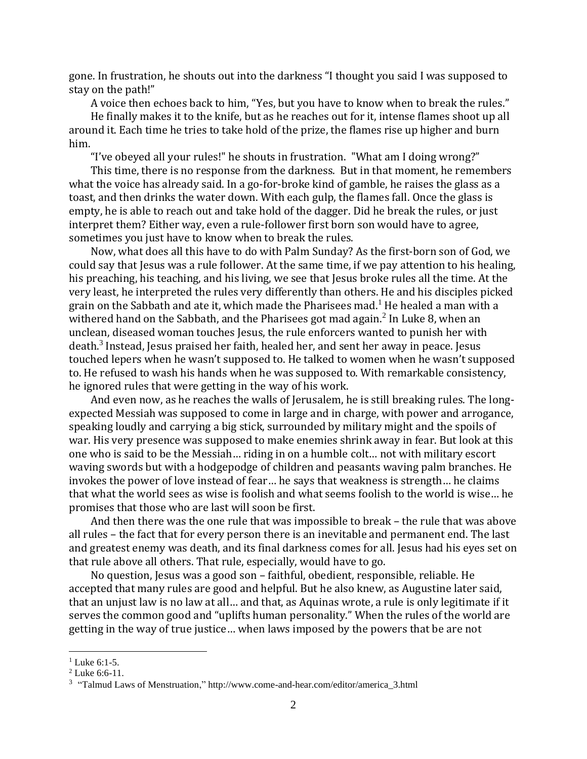gone. In frustration, he shouts out into the darkness "I thought you said I was supposed to stay on the path!"

A voice then echoes back to him, "Yes, but you have to know when to break the rules."

He finally makes it to the knife, but as he reaches out for it, intense flames shoot up all around it. Each time he tries to take hold of the prize, the flames rise up higher and burn him.

"I've obeyed all your rules!" he shouts in frustration. "What am I doing wrong?"

This time, there is no response from the darkness. But in that moment, he remembers what the voice has already said. In a go-for-broke kind of gamble, he raises the glass as a toast, and then drinks the water down. With each gulp, the flames fall. Once the glass is empty, he is able to reach out and take hold of the dagger. Did he break the rules, or just interpret them? Either way, even a rule-follower first born son would have to agree, sometimes you just have to know when to break the rules.

Now, what does all this have to do with Palm Sunday? As the first-born son of God, we could say that Jesus was a rule follower. At the same time, if we pay attention to his healing, his preaching, his teaching, and his living, we see that Jesus broke rules all the time. At the very least, he interpreted the rules very differently than others. He and his disciples picked grain on the Sabbath and ate it, which made the Pharisees mad.[1] He healed a man with a withered hand on the Sabbath, and the Pharisees got mad again.[2] In Luke 8, when an unclean, diseased woman touches Jesus, the rule enforcers wanted to punish her with death.[3] Instead, Jesus praised her faith, healed her, and sent her away in peace. Jesus touched lepers when he wasn't supposed to. He talked to women when he wasn't supposed to. He refused to wash his hands when he was supposed to. With remarkable consistency, he ignored rules that were getting in the way of his work.

And even now, as he reaches the walls of Jerusalem, he is still breaking rules. The long-expected Messiah was supposed to come in large and in charge, with power and arrogance, speaking loudly and carrying a big stick, surrounded by military might and the spoils of war. His very presence was supposed to make enemies shrink away in fear. But look at this one who is said to be the Messiah… riding in on a humble colt… not with military escort waving swords but with a hodgepodge of children and peasants waving palm branches. He invokes the power of love instead of fear… he says that weakness is strength… he claims that what the world sees as wise is foolish and what seems foolish to the world is wise… he promises that those who are last will soon be first.

And then there was the one rule that was impossible to break – the rule that was above all rules – the fact that for every person there is an inevitable and permanent end. The last and greatest enemy was death, and its final darkness comes for all. Jesus had his eyes set on that rule above all others. That rule, especially, would have to go.

No question, Jesus was a good son – faithful, obedient, responsible, reliable. He accepted that many rules are good and helpful. But he also knew, as Augustine later said, that an unjust law is no law at all… and that, as Aquinas wrote, a rule is only legitimate if it serves the common good and "uplifts human personality." When the rules of the world are getting in the way of true justice… when laws imposed by the powers that be are not

---

[1] Luke 6:1-5.

[2] Luke 6:6-11.

[3] "Talmud Laws of Menstruation," http://www.come-and-hear.com/editor/america_3.html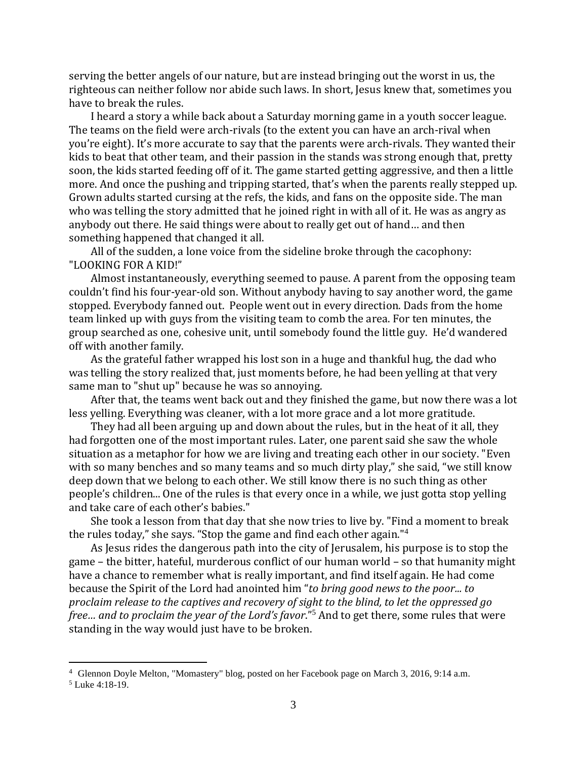serving the better angels of our nature, but are instead bringing out the worst in us, the righteous can neither follow nor abide such laws. In short, Jesus knew that, sometimes you have to break the rules.

I heard a story a while back about a Saturday morning game in a youth soccer league. The teams on the field were arch-rivals (to the extent you can have an arch-rival when you're eight). It's more accurate to say that the parents were arch-rivals. They wanted their kids to beat that other team, and their passion in the stands was strong enough that, pretty soon, the kids started feeding off of it. The game started getting aggressive, and then a little more. And once the pushing and tripping started, that's when the parents really stepped up. Grown adults started cursing at the refs, the kids, and fans on the opposite side. The man who was telling the story admitted that he joined right in with all of it. He was as angry as anybody out there. He said things were about to really get out of hand… and then something happened that changed it all.

All of the sudden, a lone voice from the sideline broke through the cacophony: "LOOKING FOR A KID!"

Almost instantaneously, everything seemed to pause. A parent from the opposing team couldn't find his four-year-old son. Without anybody having to say another word, the game stopped. Everybody fanned out. People went out in every direction. Dads from the home team linked up with guys from the visiting team to comb the area. For ten minutes, the group searched as one, cohesive unit, until somebody found the little guy. He'd wandered off with another family.

As the grateful father wrapped his lost son in a huge and thankful hug, the dad who was telling the story realized that, just moments before, he had been yelling at that very same man to "shut up" because he was so annoying.

After that, the teams went back out and they finished the game, but now there was a lot less yelling. Everything was cleaner, with a lot more grace and a lot more gratitude.

They had all been arguing up and down about the rules, but in the heat of it all, they had forgotten one of the most important rules. Later, one parent said she saw the whole situation as a metaphor for how we are living and treating each other in our society. "Even with so many benches and so many teams and so much dirty play," she said, "we still know deep down that we belong to each other. We still know there is no such thing as other people's children... One of the rules is that every once in a while, we just gotta stop yelling and take care of each other's babies."

She took a lesson from that day that she now tries to live by. "Find a moment to break the rules today," she says. "Stop the game and find each other again."[4]

As Jesus rides the dangerous path into the city of Jerusalem, his purpose is to stop the game – the bitter, hateful, murderous conflict of our human world – so that humanity might have a chance to remember what is really important, and find itself again. He had come because the Spirit of the Lord had anointed him "*to bring good news to the poor... to proclaim release to the captives and recovery of sight to the blind, to let the oppressed go free… and to proclaim the year of the Lord's favor*."[5] And to get there, some rules that were standing in the way would just have to be broken.

---

[4] Glennon Doyle Melton, "Momastery" blog, posted on her Facebook page on March 3, 2016, 9:14 a.m.

[5] Luke 4:18-19.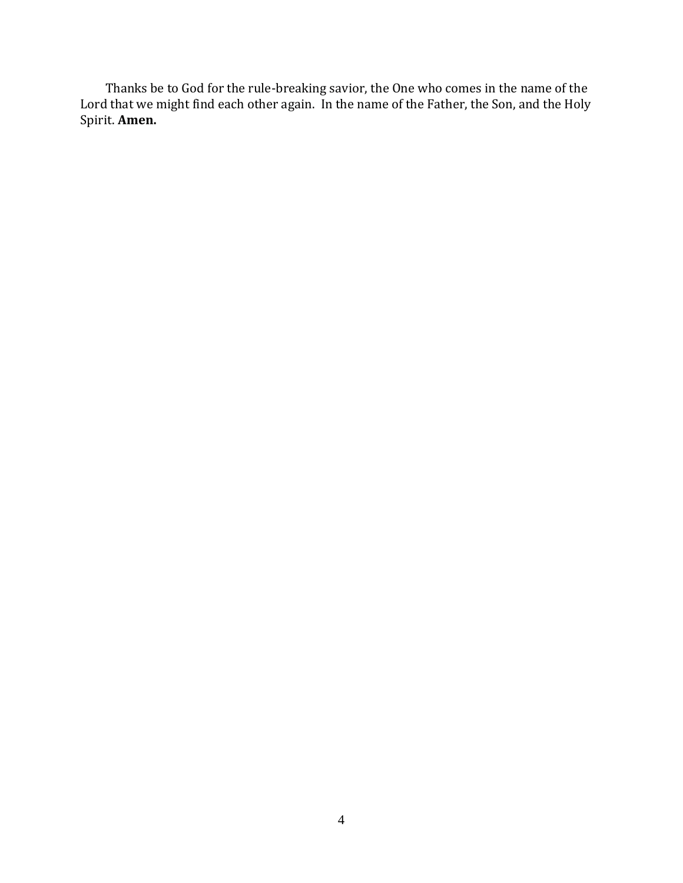Thanks be to God for the rule-breaking savior, the One who comes in the name of the Lord that we might find each other again.  In the name of the Father, the Son, and the Holy Spirit. **Amen.**